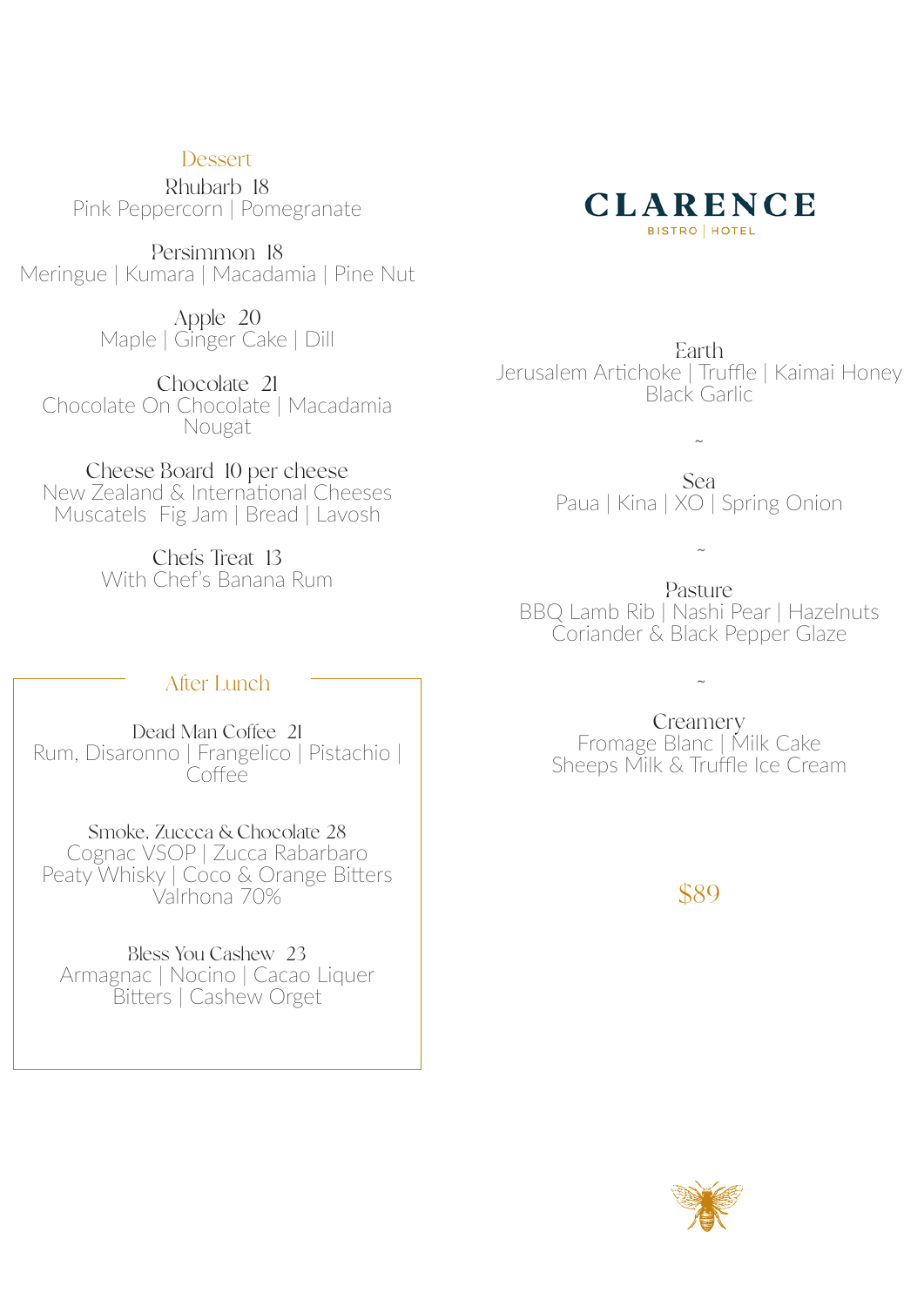## Dessert

**Rhubarb 18**
Pink Peppercorn | Pomegranate

**Persimmon 18**
Meringue | Kumara | Macadamia | Pine Nut

**Apple 20**
Maple | Ginger Cake | Dill

**Chocolate 21**
Chocolate On Chocolate | Macadamia
Nougat

**Cheese Board 10 per cheese**
New Zealand & International Cheeses
Muscatels Fig Jam | Bread | Lavosh

**Chefs Treat 13**
With Chef's Banana Rum

## After Lunch

**Dead Man Coffee 21**
Rum, Disaronno | Frangelico | Pistachio |
Coffee

**Smoke, Zucca & Chocolate 28**
Cognac VSOP | Zucca Rabarbaro
Peaty Whisky | Coco & Orange Bitters
Valrhona 70%

**Bless You Cashew 23**
Armagnac | Nocino | Cacao Liquer
Bitters | Cashew Orget

# CLARENCE

BISTRO | HOTEL

**Earth**
Jerusalem Artichoke | Truffle | Kaimai Honey
Black Garlic

~

**Sea**
Paua | Kina | XO | Spring Onion

~

**Pasture**
BBQ Lamb Rib | Nashi Pear | Hazelnuts
Coriander & Black Pepper Glaze

~

**Creamery**
Fromage Blanc | Milk Cake
Sheeps Milk & Truffle Ice Cream

$89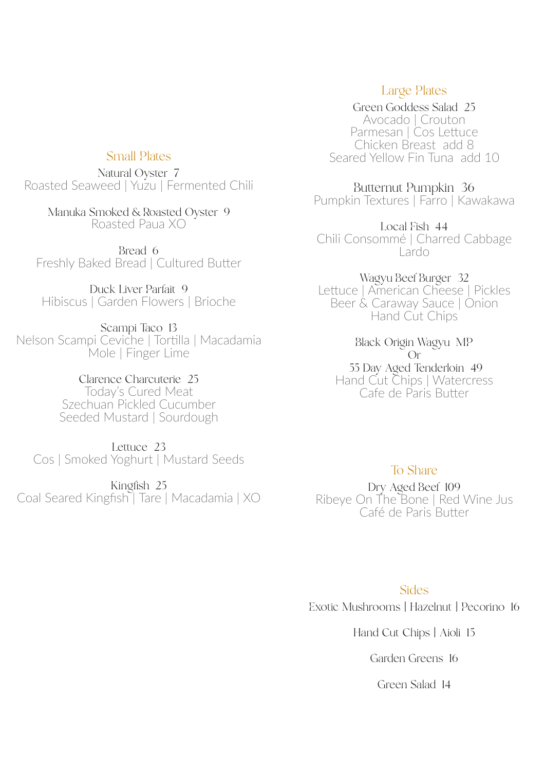## Small Plates

**Natural Oyster 7**
Roasted Seaweed | Yuzu | Fermented Chili

**Manuka Smoked & Roasted Oyster 9**
Roasted Paua XO

**Bread 6**
Freshly Baked Bread | Cultured Butter

**Duck Liver Parfait 9**
Hibiscus | Garden Flowers | Brioche

**Scampi Taco 13**
Nelson Scampi Ceviche | Tortilla | Macadamia
Mole | Finger Lime

**Clarence Charcuterie 25**
Today's Cured Meat
Szechuan Pickled Cucumber
Seeded Mustard | Sourdough

**Lettuce 23**
Cos | Smoked Yoghurt | Mustard Seeds

**Kingfish 25**
Coal Seared Kingfish | Tare | Macadamia | XO

## Large Plates

**Green Goddess Salad 25**
Avocado | Crouton
Parmesan | Cos Lettuce
Chicken Breast add 8
Seared Yellow Fin Tuna add 10

**Butternut Pumpkin 36**
Pumpkin Textures | Farro | Kawakawa

**Local Fish 44**
Chili Consommé | Charred Cabbage
Lardo

**Wagyu Beef Burger 32**
Lettuce | American Cheese | Pickles
Beer & Caraway Sauce | Onion
Hand Cut Chips

**Black Origin Wagyu MP**
Or
**55 Day Aged Tenderloin 49**
Hand Cut Chips | Watercress
Cafe de Paris Butter

## To Share

**Dry Aged Beef 109**
Ribeye On The Bone | Red Wine Jus
Café de Paris Butter

## Sides

Exotic Mushrooms | Hazelnut | Pecorino 16

Hand Cut Chips | Aioli 15

Garden Greens 16

Green Salad 14